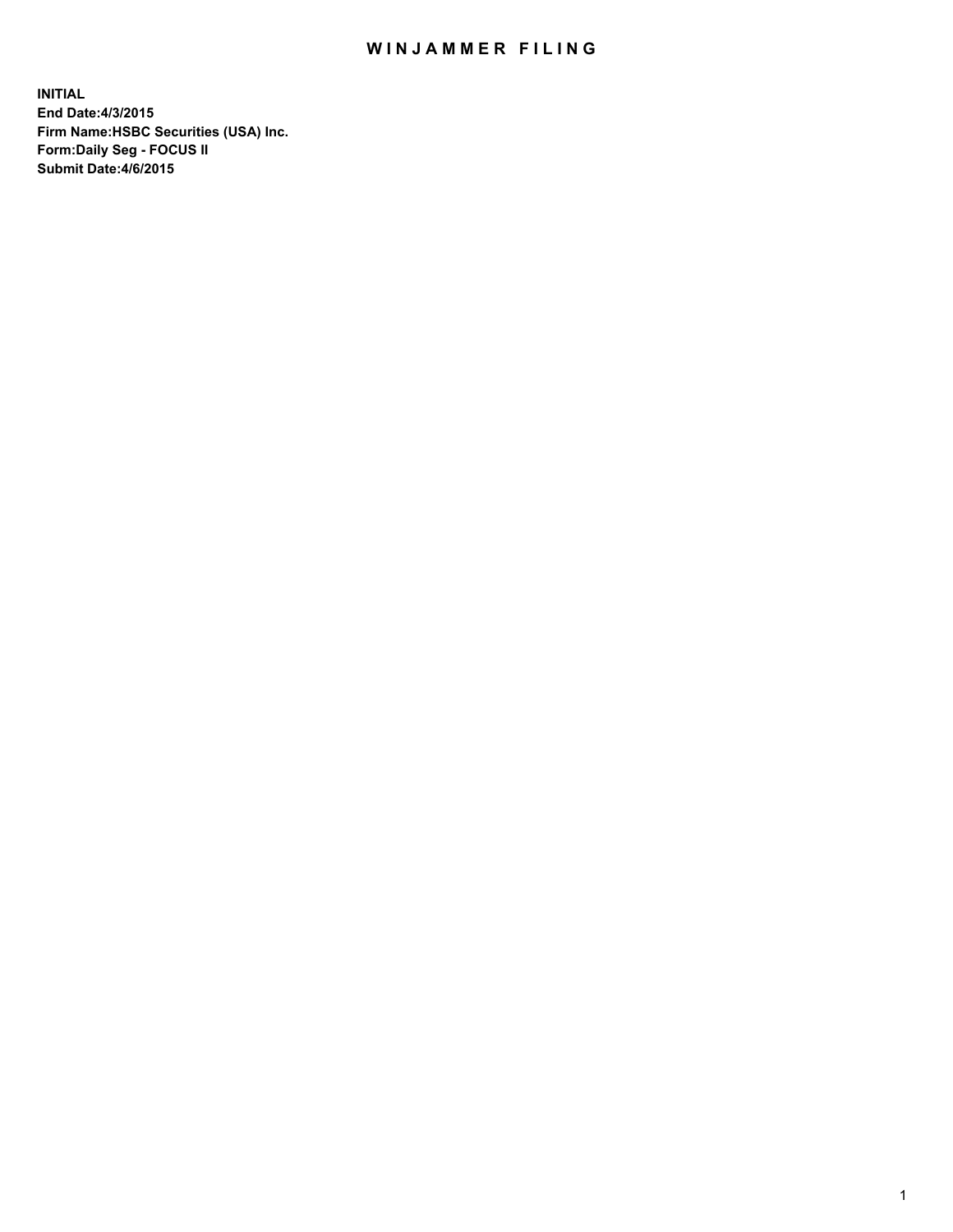# WINJAMMER FILING

**INITIAL**
**End Date:4/3/2015**
**Firm Name:HSBC Securities (USA) Inc.**
**Form:Daily Seg - FOCUS II**
**Submit Date:4/6/2015**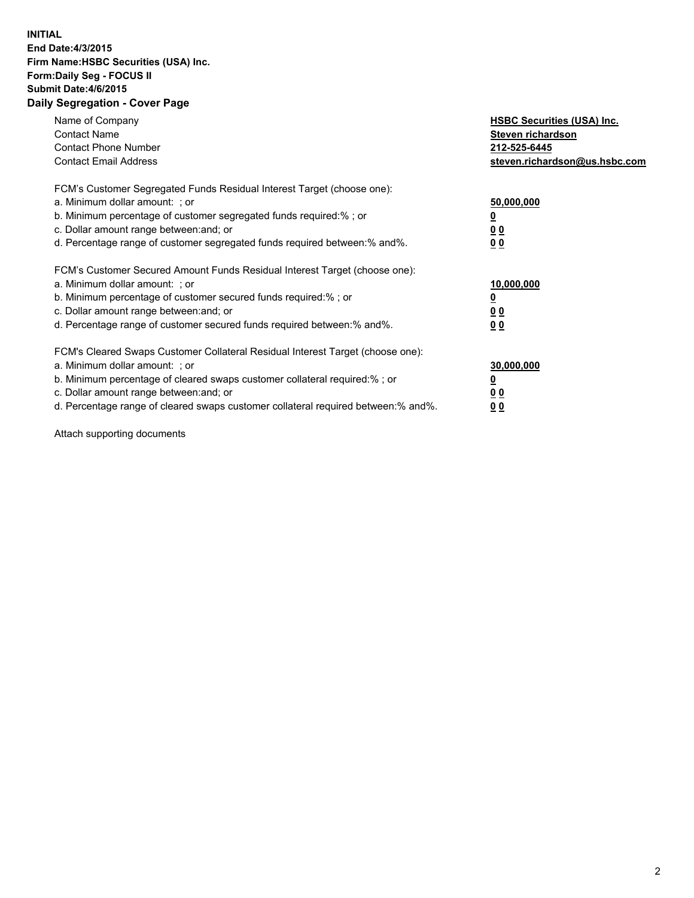**INITIAL**
**End Date:4/3/2015**
**Firm Name:HSBC Securities (USA) Inc.**
**Form:Daily Seg - FOCUS II**
**Submit Date:4/6/2015**

## Daily Segregation - Cover Page

| | |
|---|---|
| Name of Company | **HSBC Securities (USA) Inc.** |
| Contact Name | **Steven richardson** |
| Contact Phone Number | **212-525-6445** |
| Contact Email Address | **steven.richardson@us.hsbc.com** |

| | |
|---|---|
| FCM's Customer Segregated Funds Residual Interest Target (choose one): | |
| a. Minimum dollar amount: ; or | **50,000,000** |
| b. Minimum percentage of customer segregated funds required:% ; or | **0** |
| c. Dollar amount range between:and; or | **0 0** |
| d. Percentage range of customer segregated funds required between:% and%. | **0 0** |

| | |
|---|---|
| FCM's Customer Secured Amount Funds Residual Interest Target (choose one): | |
| a. Minimum dollar amount: ; or | **10,000,000** |
| b. Minimum percentage of customer secured funds required:% ; or | **0** |
| c. Dollar amount range between:and; or | **0 0** |
| d. Percentage range of customer secured funds required between:% and%. | **0 0** |

| | |
|---|---|
| FCM's Cleared Swaps Customer Collateral Residual Interest Target (choose one): | |
| a. Minimum dollar amount: ; or | **30,000,000** |
| b. Minimum percentage of cleared swaps customer collateral required:% ; or | **0** |
| c. Dollar amount range between:and; or | **0 0** |
| d. Percentage range of cleared swaps customer collateral required between:% and%. | **0 0** |

Attach supporting documents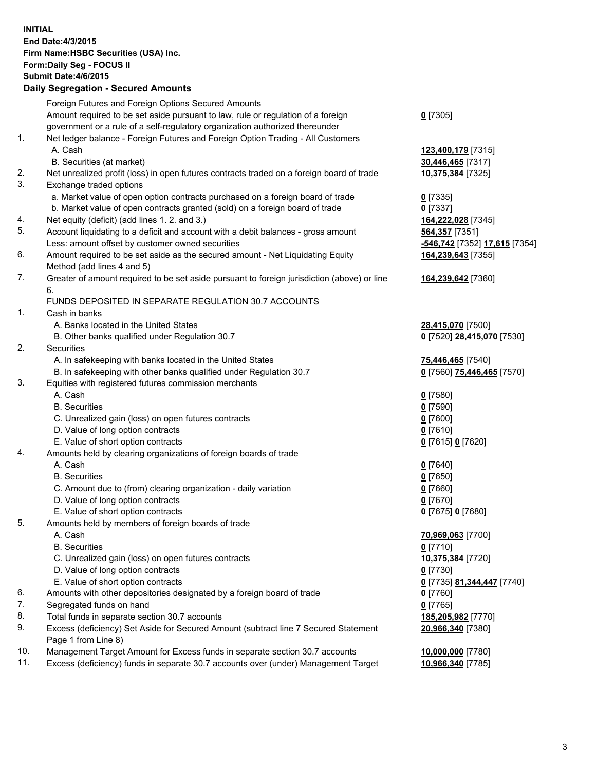**INITIAL**
**End Date:4/3/2015**
**Firm Name:HSBC Securities (USA) Inc.**
**Form:Daily Seg - FOCUS II**
**Submit Date:4/6/2015**
**Daily Segregation - Secured Amounts**

| | | |
|---|---|---|
| | Foreign Futures and Foreign Options Secured Amounts | |
| | Amount required to be set aside pursuant to law, rule or regulation of a foreign government or a rule of a self-regulatory organization authorized thereunder | **0** [7305] |
| 1. | Net ledger balance - Foreign Futures and Foreign Option Trading - All Customers | |
| | A. Cash | **123,400,179** [7315] |
| | B. Securities (at market) | **30,446,465** [7317] |
| 2. | Net unrealized profit (loss) in open futures contracts traded on a foreign board of trade | **10,375,384** [7325] |
| 3. | Exchange traded options | |
| | a. Market value of open option contracts purchased on a foreign board of trade | **0** [7335] |
| | b. Market value of open contracts granted (sold) on a foreign board of trade | **0** [7337] |
| 4. | Net equity (deficit) (add lines 1. 2. and 3.) | **164,222,028** [7345] |
| 5. | Account liquidating to a deficit and account with a debit balances - gross amount | **564,357** [7351] |
| | Less: amount offset by customer owned securities | **-546,742** [7352] **17,615** [7354] |
| 6. | Amount required to be set aside as the secured amount - Net Liquidating Equity Method (add lines 4 and 5) | **164,239,643** [7355] |
| 7. | Greater of amount required to be set aside pursuant to foreign jurisdiction (above) or line 6. | **164,239,642** [7360] |
| | FUNDS DEPOSITED IN SEPARATE REGULATION 30.7 ACCOUNTS | |
| 1. | Cash in banks | |
| | A. Banks located in the United States | **28,415,070** [7500] |
| | B. Other banks qualified under Regulation 30.7 | **0** [7520] **28,415,070** [7530] |
| 2. | Securities | |
| | A. In safekeeping with banks located in the United States | **75,446,465** [7540] |
| | B. In safekeeping with other banks qualified under Regulation 30.7 | **0** [7560] **75,446,465** [7570] |
| 3. | Equities with registered futures commission merchants | |
| | A. Cash | **0** [7580] |
| | B. Securities | **0** [7590] |
| | C. Unrealized gain (loss) on open futures contracts | **0** [7600] |
| | D. Value of long option contracts | **0** [7610] |
| | E. Value of short option contracts | **0** [7615] **0** [7620] |
| 4. | Amounts held by clearing organizations of foreign boards of trade | |
| | A. Cash | **0** [7640] |
| | B. Securities | **0** [7650] |
| | C. Amount due to (from) clearing organization - daily variation | **0** [7660] |
| | D. Value of long option contracts | **0** [7670] |
| | E. Value of short option contracts | **0** [7675] **0** [7680] |
| 5. | Amounts held by members of foreign boards of trade | |
| | A. Cash | **70,969,063** [7700] |
| | B. Securities | **0** [7710] |
| | C. Unrealized gain (loss) on open futures contracts | **10,375,384** [7720] |
| | D. Value of long option contracts | **0** [7730] |
| | E. Value of short option contracts | **0** [7735] **81,344,447** [7740] |
| 6. | Amounts with other depositories designated by a foreign board of trade | **0** [7760] |
| 7. | Segregated funds on hand | **0** [7765] |
| 8. | Total funds in separate section 30.7 accounts | **185,205,982** [7770] |
| 9. | Excess (deficiency) Set Aside for Secured Amount (subtract line 7 Secured Statement Page 1 from Line 8) | **20,966,340** [7380] |
| 10. | Management Target Amount for Excess funds in separate section 30.7 accounts | **10,000,000** [7780] |
| 11. | Excess (deficiency) funds in separate 30.7 accounts over (under) Management Target | **10,966,340** [7785] |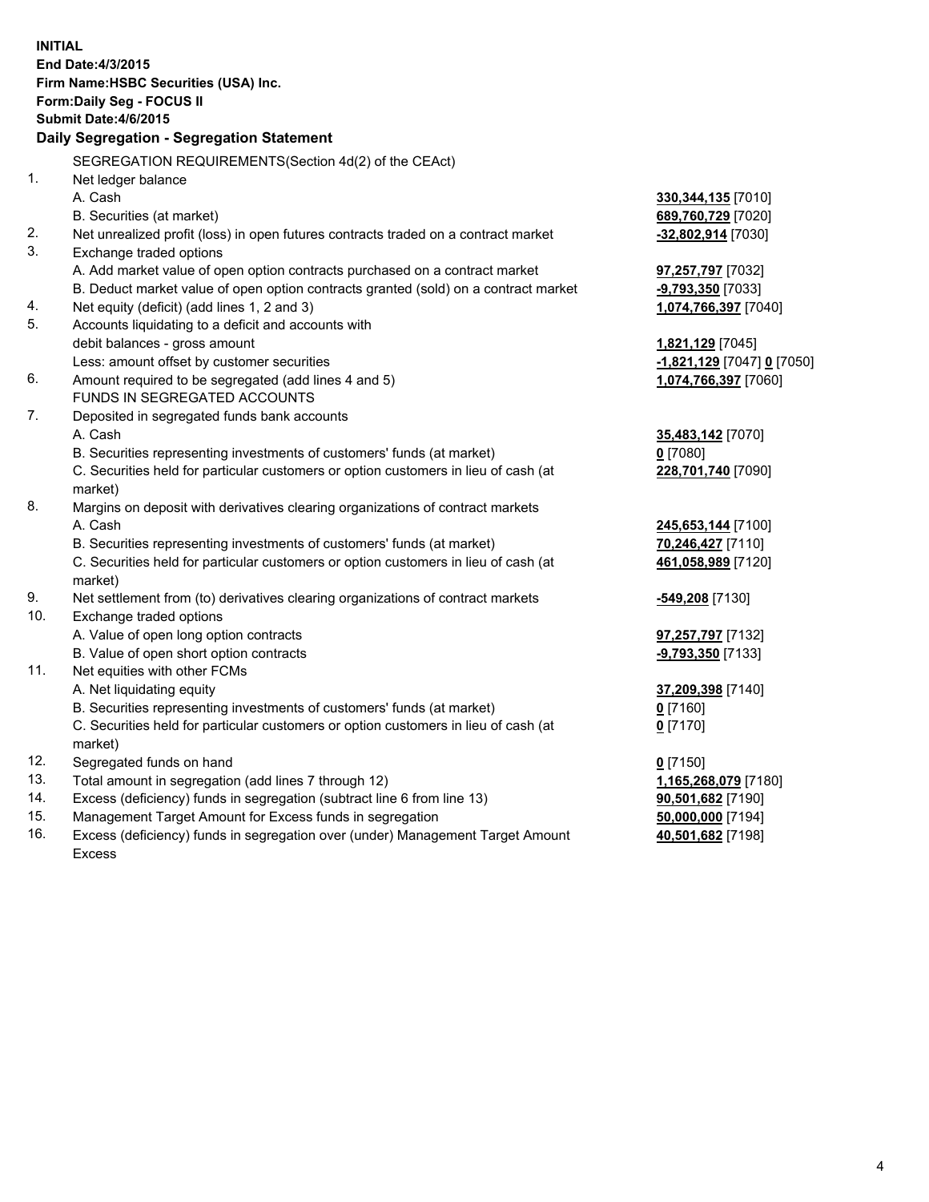**INITIAL**
**End Date:4/3/2015**
**Firm Name:HSBC Securities (USA) Inc.**
**Form:Daily Seg - FOCUS II**
**Submit Date:4/6/2015**

**Daily Segregation - Segregation Statement**

| | SEGREGATION REQUIREMENTS(Section 4d(2) of the CEAct) | |
|---|---|---|
| 1. | Net ledger balance | |
| | A. Cash | **330,344,135** [7010] |
| | B. Securities (at market) | **689,760,729** [7020] |
| 2. | Net unrealized profit (loss) in open futures contracts traded on a contract market | **-32,802,914** [7030] |
| 3. | Exchange traded options | |
| | A. Add market value of open option contracts purchased on a contract market | **97,257,797** [7032] |
| | B. Deduct market value of open option contracts granted (sold) on a contract market | **-9,793,350** [7033] |
| 4. | Net equity (deficit) (add lines 1, 2 and 3) | **1,074,766,397** [7040] |
| 5. | Accounts liquidating to a deficit and accounts with | |
| | debit balances - gross amount | **1,821,129** [7045] |
| | Less: amount offset by customer securities | **-1,821,129** [7047] **0** [7050] |
| 6. | Amount required to be segregated (add lines 4 and 5) | **1,074,766,397** [7060] |
| | FUNDS IN SEGREGATED ACCOUNTS | |
| 7. | Deposited in segregated funds bank accounts | |
| | A. Cash | **35,483,142** [7070] |
| | B. Securities representing investments of customers' funds (at market) | **0** [7080] |
| | C. Securities held for particular customers or option customers in lieu of cash (at market) | **228,701,740** [7090] |
| 8. | Margins on deposit with derivatives clearing organizations of contract markets | |
| | A. Cash | **245,653,144** [7100] |
| | B. Securities representing investments of customers' funds (at market) | **70,246,427** [7110] |
| | C. Securities held for particular customers or option customers in lieu of cash (at market) | **461,058,989** [7120] |
| 9. | Net settlement from (to) derivatives clearing organizations of contract markets | **-549,208** [7130] |
| 10. | Exchange traded options | |
| | A. Value of open long option contracts | **97,257,797** [7132] |
| | B. Value of open short option contracts | **-9,793,350** [7133] |
| 11. | Net equities with other FCMs | |
| | A. Net liquidating equity | **37,209,398** [7140] |
| | B. Securities representing investments of customers' funds (at market) | **0** [7160] |
| | C. Securities held for particular customers or option customers in lieu of cash (at market) | **0** [7170] |
| 12. | Segregated funds on hand | **0** [7150] |
| 13. | Total amount in segregation (add lines 7 through 12) | **1,165,268,079** [7180] |
| 14. | Excess (deficiency) funds in segregation (subtract line 6 from line 13) | **90,501,682** [7190] |
| 15. | Management Target Amount for Excess funds in segregation | **50,000,000** [7194] |
| 16. | Excess (deficiency) funds in segregation over (under) Management Target Amount Excess | **40,501,682** [7198] |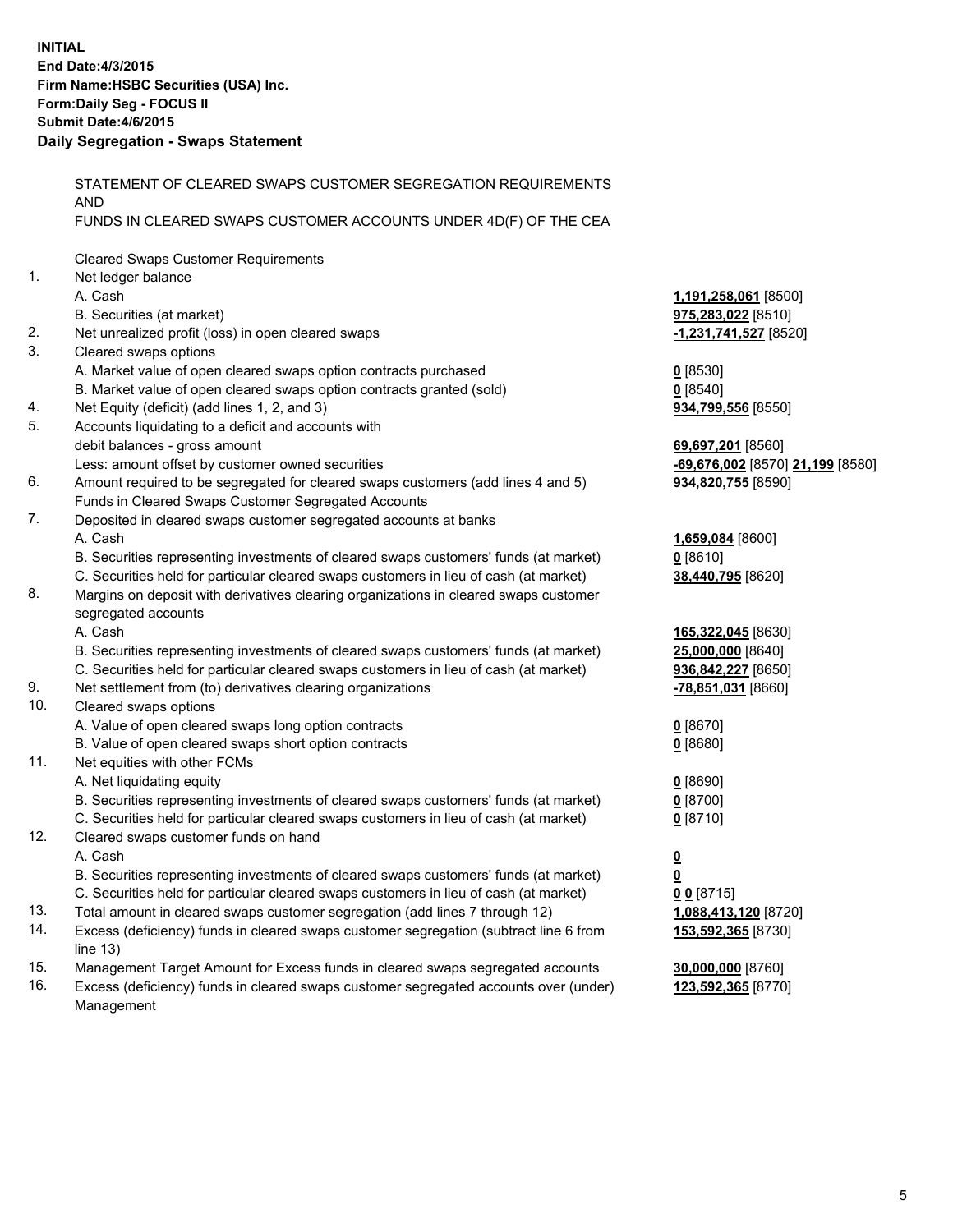**INITIAL**
**End Date:4/3/2015**
**Firm Name:HSBC Securities (USA) Inc.**
**Form:Daily Seg - FOCUS II**
**Submit Date:4/6/2015**
**Daily Segregation - Swaps Statement**

STATEMENT OF CLEARED SWAPS CUSTOMER SEGREGATION REQUIREMENTS AND FUNDS IN CLEARED SWAPS CUSTOMER ACCOUNTS UNDER 4D(F) OF THE CEA

| | | |
|---|---|---|
| | Cleared Swaps Customer Requirements | |
| 1. | Net ledger balance | |
| | A. Cash | **1,191,258,061** [8500] |
| | B. Securities (at market) | **975,283,022** [8510] |
| 2. | Net unrealized profit (loss) in open cleared swaps | **-1,231,741,527** [8520] |
| 3. | Cleared swaps options | |
| | A. Market value of open cleared swaps option contracts purchased | **0** [8530] |
| | B. Market value of open cleared swaps option contracts granted (sold) | **0** [8540] |
| 4. | Net Equity (deficit) (add lines 1, 2, and 3) | **934,799,556** [8550] |
| 5. | Accounts liquidating to a deficit and accounts with debit balances - gross amount | **69,697,201** [8560] |
| | Less: amount offset by customer owned securities | **-69,676,002** [8570] **21,199** [8580] |
| 6. | Amount required to be segregated for cleared swaps customers (add lines 4 and 5) | **934,820,755** [8590] |
| | Funds in Cleared Swaps Customer Segregated Accounts | |
| 7. | Deposited in cleared swaps customer segregated accounts at banks | |
| | A. Cash | **1,659,084** [8600] |
| | B. Securities representing investments of cleared swaps customers' funds (at market) | **0** [8610] |
| | C. Securities held for particular cleared swaps customers in lieu of cash (at market) | **38,440,795** [8620] |
| 8. | Margins on deposit with derivatives clearing organizations in cleared swaps customer segregated accounts | |
| | A. Cash | **165,322,045** [8630] |
| | B. Securities representing investments of cleared swaps customers' funds (at market) | **25,000,000** [8640] |
| | C. Securities held for particular cleared swaps customers in lieu of cash (at market) | **936,842,227** [8650] |
| 9. | Net settlement from (to) derivatives clearing organizations | **-78,851,031** [8660] |
| 10. | Cleared swaps options | |
| | A. Value of open cleared swaps long option contracts | **0** [8670] |
| | B. Value of open cleared swaps short option contracts | **0** [8680] |
| 11. | Net equities with other FCMs | |
| | A. Net liquidating equity | **0** [8690] |
| | B. Securities representing investments of cleared swaps customers' funds (at market) | **0** [8700] |
| | C. Securities held for particular cleared swaps customers in lieu of cash (at market) | **0** [8710] |
| 12. | Cleared swaps customer funds on hand | |
| | A. Cash | **0** |
| | B. Securities representing investments of cleared swaps customers' funds (at market) | **0** |
| | C. Securities held for particular cleared swaps customers in lieu of cash (at market) | **0** **0** [8715] |
| 13. | Total amount in cleared swaps customer segregation (add lines 7 through 12) | **1,088,413,120** [8720] |
| 14. | Excess (deficiency) funds in cleared swaps customer segregation (subtract line 6 from line 13) | **153,592,365** [8730] |
| 15. | Management Target Amount for Excess funds in cleared swaps segregated accounts | **30,000,000** [8760] |
| 16. | Excess (deficiency) funds in cleared swaps customer segregated accounts over (under) Management | **123,592,365** [8770] |